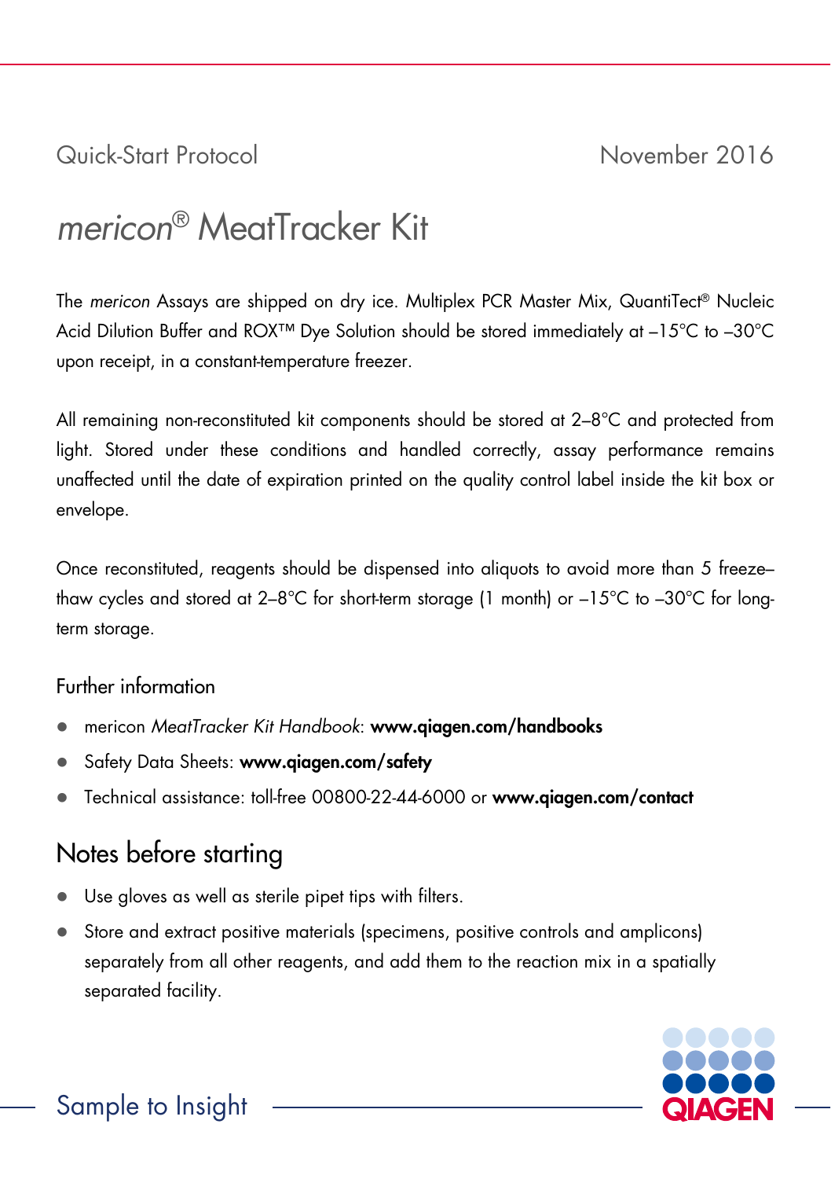Quick-Start Protocol November 2016

# *mericon*® MeatTracker Kit

The *mericon* Assays are shipped on dry ice. Multiplex PCR Master Mix, QuantiTect® Nucleic Acid Dilution Buffer and ROX™ Dye Solution should be stored immediately at –15°C to –30°C upon receipt, in a constant-temperature freezer.

All remaining non-reconstituted kit components should be stored at 2–8°C and protected from light. Stored under these conditions and handled correctly, assay performance remains unaffected until the date of expiration printed on the quality control label inside the kit box or envelope.

Once reconstituted, reagents should be dispensed into aliquots to avoid more than 5 freeze–thaw cycles and stored at 2–8°C for short-term storage (1 month) or –15°C to –30°C for long-term storage.

### Further information

- mericon *MeatTracker Kit Handbook*: **www.qiagen.com/handbooks**
- Safety Data Sheets: **www.qiagen.com/safety**
- Technical assistance: toll-free 00800-22-44-6000 or **www.qiagen.com/contact**

## Notes before starting

- Use gloves as well as sterile pipet tips with filters.
- Store and extract positive materials (specimens, positive controls and amplicons) separately from all other reagents, and add them to the reaction mix in a spatially separated facility.

Sample to Insight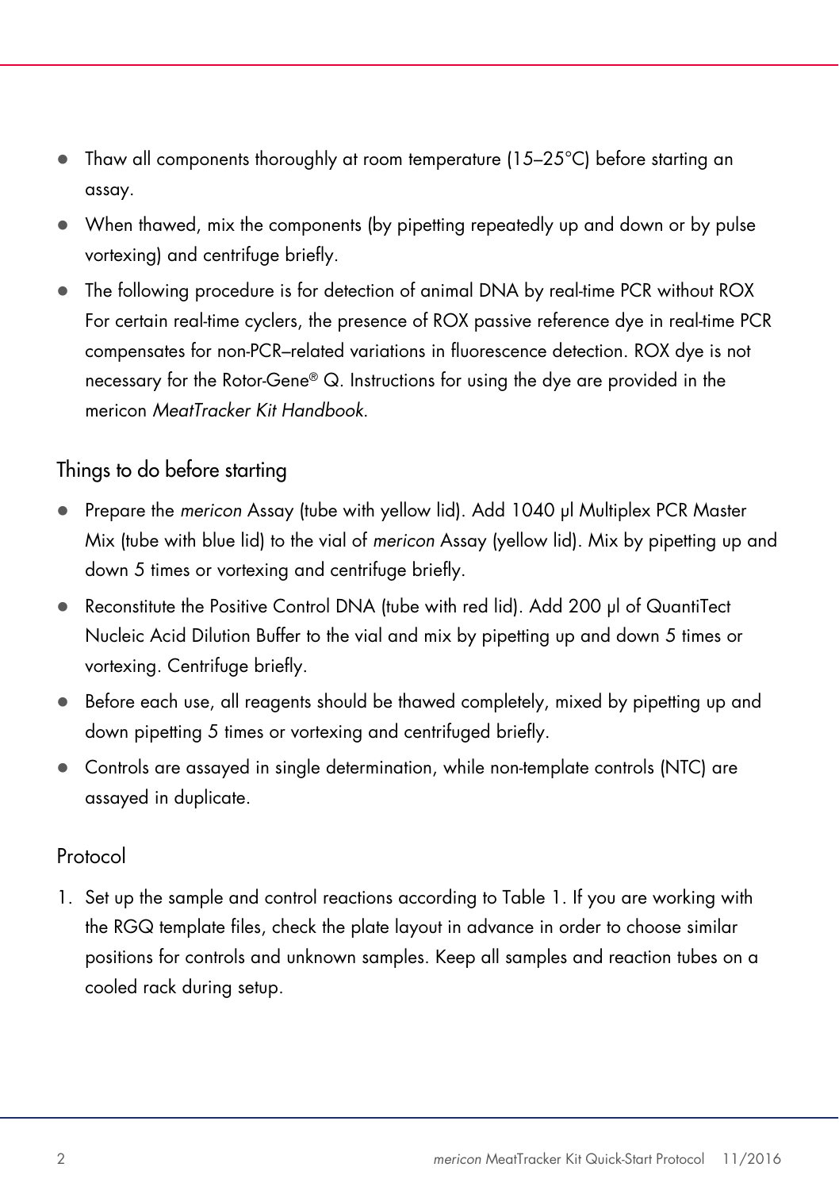- Thaw all components thoroughly at room temperature (15–25°C) before starting an assay.
- When thawed, mix the components (by pipetting repeatedly up and down or by pulse vortexing) and centrifuge briefly.
- The following procedure is for detection of animal DNA by real-time PCR without ROX For certain real-time cyclers, the presence of ROX passive reference dye in real-time PCR compensates for non-PCR–related variations in fluorescence detection. ROX dye is not necessary for the Rotor-Gene® Q. Instructions for using the dye are provided in the mericon *MeatTracker Kit Handbook*.

## Things to do before starting

- Prepare the *mericon* Assay (tube with yellow lid). Add 1040 µl Multiplex PCR Master Mix (tube with blue lid) to the vial of *mericon* Assay (yellow lid). Mix by pipetting up and down 5 times or vortexing and centrifuge briefly.
- Reconstitute the Positive Control DNA (tube with red lid). Add 200 µl of QuantiTect Nucleic Acid Dilution Buffer to the vial and mix by pipetting up and down 5 times or vortexing. Centrifuge briefly.
- Before each use, all reagents should be thawed completely, mixed by pipetting up and down pipetting 5 times or vortexing and centrifuged briefly.
- Controls are assayed in single determination, while non-template controls (NTC) are assayed in duplicate.

## Protocol

1. Set up the sample and control reactions according to Table 1. If you are working with the RGQ template files, check the plate layout in advance in order to choose similar positions for controls and unknown samples. Keep all samples and reaction tubes on a cooled rack during setup.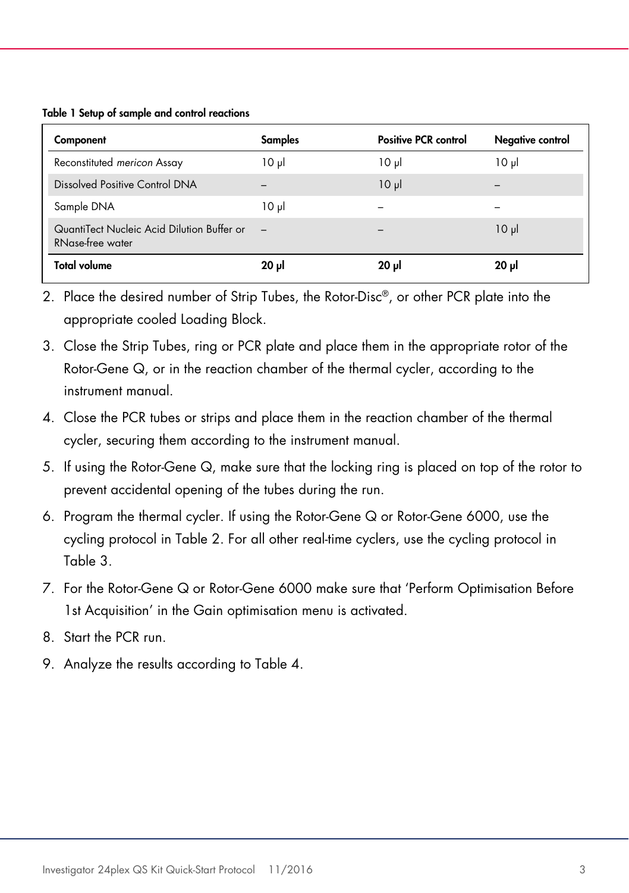**Table 1 Setup of sample and control reactions**

| Component | Samples | Positive PCR control | Negative control |
|---|---|---|---|
| Reconstituted *mericon* Assay | 10 µl | 10 µl | 10 µl |
| Dissolved Positive Control DNA | – | 10 µl | – |
| Sample DNA | 10 µl | – | – |
| QuantiTect Nucleic Acid Dilution Buffer or RNase-free water | – | – | 10 µl |
| **Total volume** | **20 µl** | **20 µl** | **20 µl** |

2. Place the desired number of Strip Tubes, the Rotor-Disc®, or other PCR plate into the appropriate cooled Loading Block.
3. Close the Strip Tubes, ring or PCR plate and place them in the appropriate rotor of the Rotor-Gene Q, or in the reaction chamber of the thermal cycler, according to the instrument manual.
4. Close the PCR tubes or strips and place them in the reaction chamber of the thermal cycler, securing them according to the instrument manual.
5. If using the Rotor-Gene Q, make sure that the locking ring is placed on top of the rotor to prevent accidental opening of the tubes during the run.
6. Program the thermal cycler. If using the Rotor-Gene Q or Rotor-Gene 6000, use the cycling protocol in Table 2. For all other real-time cyclers, use the cycling protocol in Table 3.
7. For the Rotor-Gene Q or Rotor-Gene 6000 make sure that 'Perform Optimisation Before 1st Acquisition' in the Gain optimisation menu is activated.
8. Start the PCR run.
9. Analyze the results according to Table 4.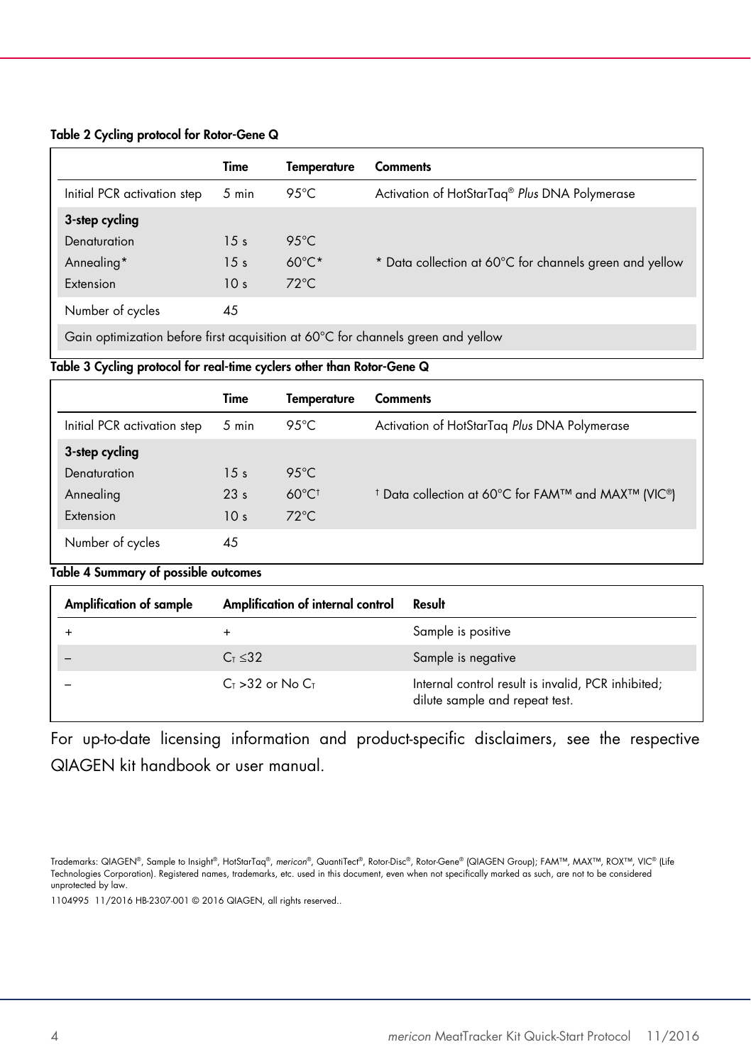**Table 2 Cycling protocol for Rotor-Gene Q**

| | Time | Temperature | Comments |
|---|---|---|---|
| Initial PCR activation step | 5 min | 95°C | Activation of HotStarTaq® *Plus* DNA Polymerase |
| **3-step cycling** | | | |
| Denaturation | 15 s | 95°C | |
| Annealing* | 15 s | 60°C* | * Data collection at 60°C for channels green and yellow |
| Extension | 10 s | 72°C | |
| Number of cycles | 45 | | |
| Gain optimization before first acquisition at 60°C for channels green and yellow | | | |

**Table 3 Cycling protocol for real-time cyclers other than Rotor-Gene Q**

| | Time | Temperature | Comments |
|---|---|---|---|
| Initial PCR activation step | 5 min | 95°C | Activation of HotStarTaq *Plus* DNA Polymerase |
| **3-step cycling** | | | |
| Denaturation | 15 s | 95°C | |
| Annealing | 23 s | 60°C† | † Data collection at 60°C for FAM™ and MAX™ (VIC®) |
| Extension | 10 s | 72°C | |
| Number of cycles | 45 | | |

**Table 4 Summary of possible outcomes**

| Amplification of sample | Amplification of internal control | Result |
|---|---|---|
| + | + | Sample is positive |
| – | $C_T$ ≤32 | Sample is negative |
| – | $C_T$ >32 or No $C_T$ | Internal control result is invalid, PCR inhibited; dilute sample and repeat test. |

For up-to-date licensing information and product-specific disclaimers, see the respective QIAGEN kit handbook or user manual.

Trademarks: QIAGEN®, Sample to Insight®, HotStarTaq®, *mericon*®, QuantiTect®, Rotor-Disc®, Rotor-Gene® (QIAGEN Group); FAM™, MAX™, ROX™, VIC® (Life Technologies Corporation). Registered names, trademarks, etc. used in this document, even when not specifically marked as such, are not to be considered unprotected by law.

1104995 11/2016 HB-2307-001 © 2016 QIAGEN, all rights reserved..